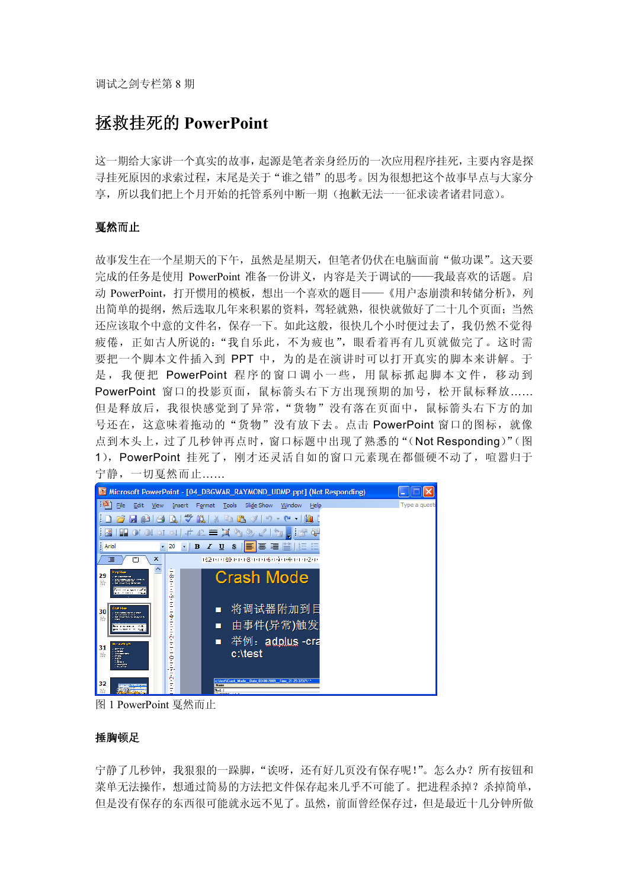调试之剑专栏第 8 期

# 拯救挂死的 PowerPoint

这一期给大家讲一个真实的故事，起源是笔者亲身经历的一次应用程序挂死，主要内容是探寻挂死原因的求索过程，末尾是关于“谁之错”的思考。因为很想把这个故事早点与大家分享，所以我们把上个月开始的托管系列中断一期（抱歉无法一一征求读者诸君同意）。

## 戛然而止

故事发生在一个星期天的下午，虽然是星期天，但笔者仍伏在电脑面前“做功课”。这天要完成的任务是使用 PowerPoint 准备一份讲义，内容是关于调试的——我最喜欢的话题。启动 PowerPoint，打开惯用的模板，想出一个喜欢的题目——《用户态崩溃和转储分析》，列出简单的提纲，然后选取几年来积累的资料，驾轻就熟，很快就做好了二十几个页面；当然还应该取个中意的文件名，保存一下。如此这般，很快几个小时便过去了，我仍然不觉得疲倦，正如古人所说的：“我自乐此，不为疲也”，眼看着再有几页就做完了。这时需要把一个脚本文件插入到 PPT 中，为的是在演讲时可以打开真实的脚本来讲解。于是，我便把 PowerPoint 程序的窗口调小一些，用鼠标抓起脚本文件，移动到 PowerPoint 窗口的投影页面，鼠标箭头右下方出现预期的加号，松开鼠标释放……但是释放后，我很快感觉到了异常，“货物”没有落在页面中，鼠标箭头右下方的加号还在，这意味着拖动的“货物”没有放下去。点击 PowerPoint 窗口的图标，就像点到木头上，过了几秒钟再点时，窗口标题中出现了熟悉的“（Not Responding）”（图 1），PowerPoint 挂死了，刚才还灵活自如的窗口元素现在都僵硬不动了，喧嚣归于宁静，一切戛然而止……

图 1 PowerPoint 戛然而止

## 捶胸顿足

宁静了几秒钟，我狠狠的一跺脚，“诶呀，还有好几页没有保存呢！”。怎么办？所有按钮和菜单无法操作，想通过简易的方法把文件保存起来几乎不可能了。把进程杀掉？杀掉简单，但是没有保存的东西很可能就永远不见了。虽然，前面曾经保存过，但是最近十几分钟所做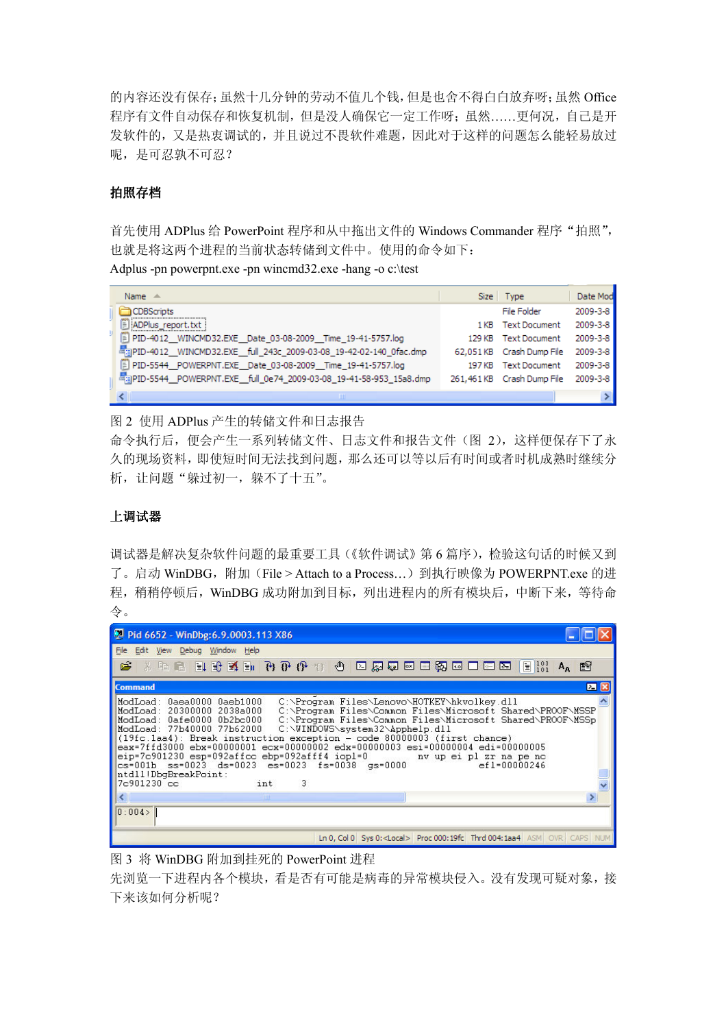的内容还没有保存；虽然十几分钟的劳动不值几个钱，但是也舍不得白白放弃呀；虽然 Office 程序有文件自动保存和恢复机制，但是没人确保它一定工作呀；虽然……更何况，自己是开发软件的，又是热衷调试的，并且说过不畏软件难题，因此对于这样的问题怎么能轻易放过呢，是可忍孰不可忍？

**拍照存档**

首先使用 ADPlus 给 PowerPoint 程序和从中拖出文件的 Windows Commander 程序“拍照”，也就是将这两个进程的当前状态转储到文件中。使用的命令如下：

Adplus -pn powerpnt.exe -pn wincmd32.exe -hang -o c:\test

图 2 使用 ADPlus 产生的转储文件和日志报告

命令执行后，便会产生一系列转储文件、日志文件和报告文件（图 2），这样便保存下了永久的现场资料，即使短时间无法找到问题，那么还可以等以后有时间或者时机成熟时继续分析，让问题“躲过初一，躲不了十五”。

**上调试器**

调试器是解决复杂软件问题的最重要工具（《软件调试》第 6 篇序），检验这句话的时候又到了。启动 WinDBG，附加（File > Attach to a Process…）到执行映像为 POWERPNT.exe 的进程，稍稍停顿后，WinDBG 成功附加到目标，列出进程内的所有模块后，中断下来，等待命令。

图 3 将 WinDBG 附加到挂死的 PowerPoint 进程

先浏览一下进程内各个模块，看是否有可能是病毒的异常模块侵入。没有发现可疑对象，接下来该如何分析呢？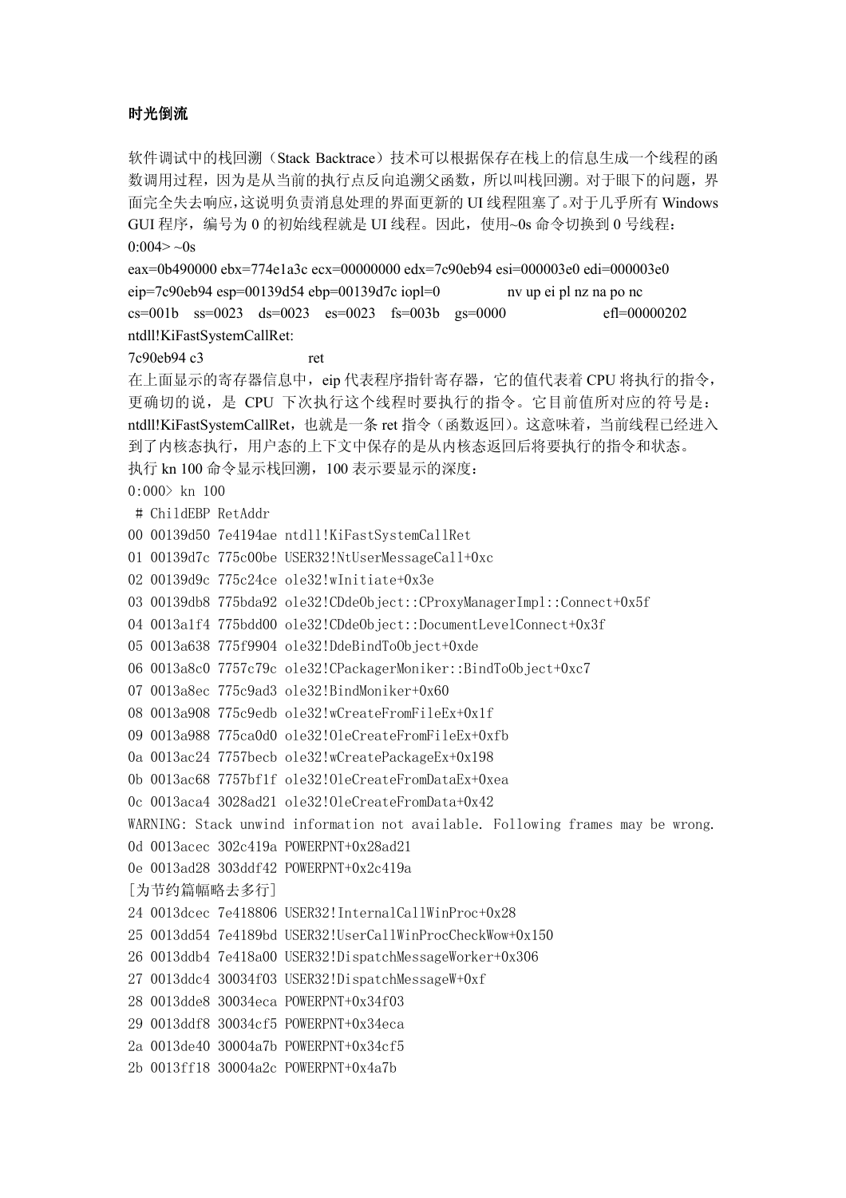**时光倒流**

软件调试中的栈回溯（Stack Backtrace）技术可以根据保存在栈上的信息生成一个线程的函数调用过程，因为是从当前的执行点反向追溯父函数，所以叫栈回溯。对于眼下的问题，界面完全失去响应，这说明负责消息处理的界面更新的UI线程阻塞了。对于几乎所有Windows GUI程序，编号为0的初始线程就是UI线程。因此，使用~0s命令切换到0号线程：

```
0:004> ~0s
eax=0b490000 ebx=774e1a3c ecx=00000000 edx=7c90eb94 esi=000003e0 edi=000003e0
eip=7c90eb94 esp=00139d54 ebp=00139d7c iopl=0         nv up ei pl nz na po nc
cs=001b  ss=0023  ds=0023  es=0023  fs=003b  gs=0000             efl=00000202
ntdll!KiFastSystemCallRet:
7c90eb94 c3              ret
```

在上面显示的寄存器信息中，eip代表程序指针寄存器，它的值代表着CPU将执行的指令，更确切的说，是 CPU 下次执行这个线程时要执行的指令。它目前值所对应的符号是：ntdll!KiFastSystemCallRet，也就是一条ret指令（函数返回）。这意味着，当前线程已经进入到了内核态执行，用户态的上下文中保存的是从内核态返回后将要执行的指令和状态。

执行kn 100命令显示栈回溯，100表示要显示的深度：

```
0:000> kn 100
 # ChildEBP RetAddr
00 00139d50 7e4194ae ntdll!KiFastSystemCallRet
01 00139d7c 775c00be USER32!NtUserMessageCall+0xc
02 00139d9c 775c24ce ole32!wInitiate+0x3e
03 00139db8 775bda92 ole32!CDdeObject::CProxyManagerImpl::Connect+0x5f
04 0013a1f4 775bdd00 ole32!CDdeObject::DocumentLevelConnect+0x3f
05 0013a638 775f9904 ole32!DdeBindToObject+0xde
06 0013a8c0 7757c79c ole32!CPackagerMoniker::BindToObject+0xc7
07 0013a8ec 775c9ad3 ole32!BindMoniker+0x60
08 0013a908 775c9edb ole32!wCreateFromFileEx+0x1f
09 0013a988 775ca0d0 ole32!OleCreateFromFileEx+0xfb
0a 0013ac24 7757becb ole32!wCreatePackageEx+0x198
0b 0013ac68 7757bf1f ole32!OleCreateFromDataEx+0xea
0c 0013aca4 3028ad21 ole32!OleCreateFromData+0x42
WARNING: Stack unwind information not available. Following frames may be wrong.
0d 0013acec 302c419a POWERPNT+0x28ad21
0e 0013ad28 303ddf42 POWERPNT+0x2c419a
[为节约篇幅略去多行]
24 0013dcec 7e418806 USER32!InternalCallWinProc+0x28
25 0013dd54 7e4189bd USER32!UserCallWinProcCheckWow+0x150
26 0013ddb4 7e418a00 USER32!DispatchMessageWorker+0x306
27 0013ddc4 30034f03 USER32!DispatchMessageW+0xf
28 0013dde8 30034eca POWERPNT+0x34f03
29 0013ddf8 30034cf5 POWERPNT+0x34eca
2a 0013de40 30004a7b POWERPNT+0x34cf5
2b 0013ff18 30004a2c POWERPNT+0x4a7b
```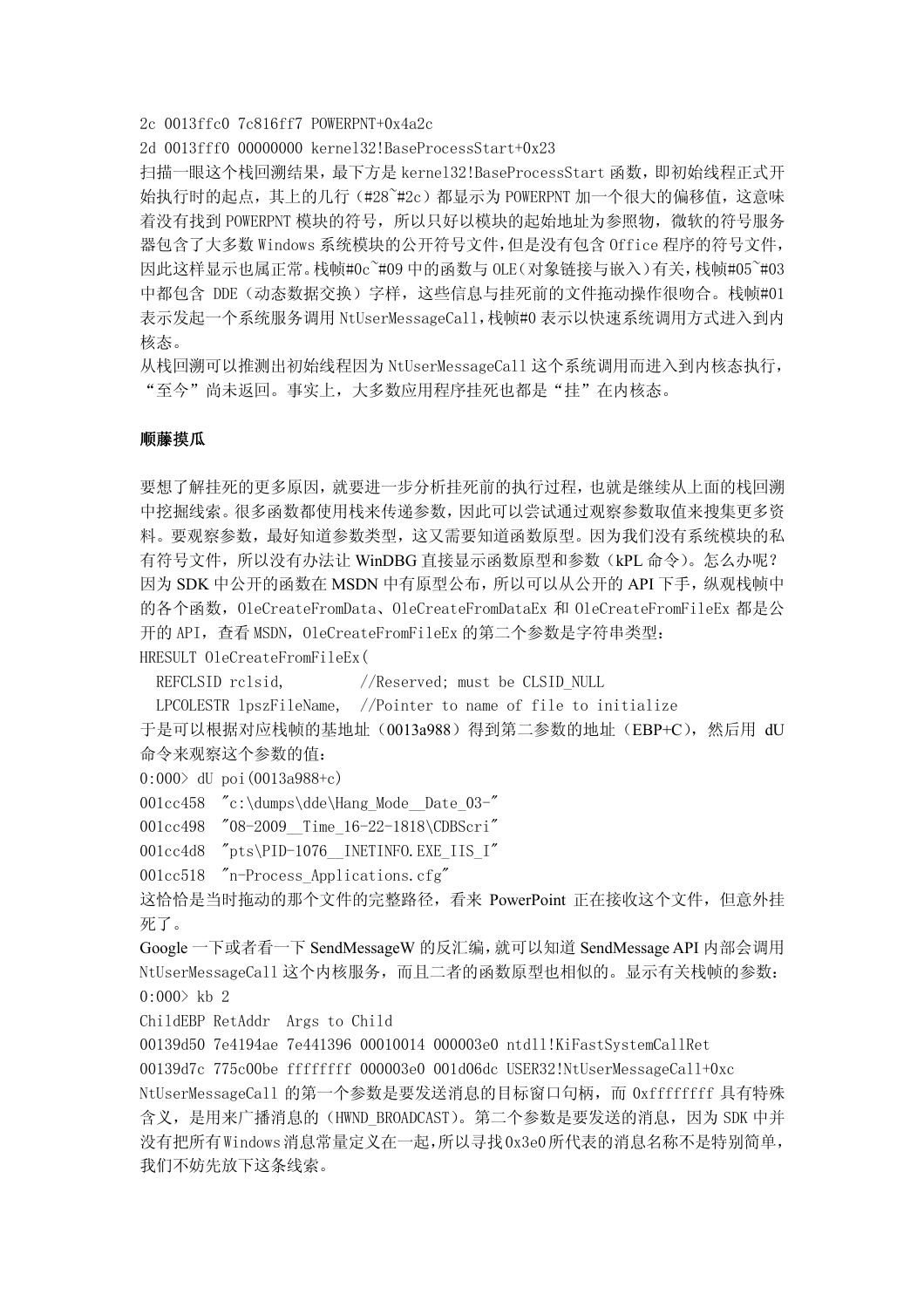```
2c 0013ffc0 7c816ff7 POWERPNT+0x4a2c
2d 0013fff0 00000000 kernel32!BaseProcessStart+0x23
```

扫描一眼这个栈回溯结果，最下方是 kernel32!BaseProcessStart 函数，即初始线程正式开始执行时的起点，其上的几行（#28~#2c）都显示为 POWERPNT 加一个很大的偏移值，这意味着没有找到 POWERPNT 模块的符号，所以只好以模块的起始地址为参照物，微软的符号服务器包含了大多数 Windows 系统模块的公开符号文件，但是没有包含 Office 程序的符号文件，因此这样显示也属正常。栈帧#0c~#09 中的函数与 OLE（对象链接与嵌入）有关，栈帧#05~#03 中都包含 DDE（动态数据交换）字样，这些信息与挂死前的文件拖动操作很吻合。栈帧#01 表示发起一个系统服务调用 NtUserMessageCall，栈帧#0 表示以快速系统调用方式进入到内核态。

从栈回溯可以推测出初始线程因为 NtUserMessageCall 这个系统调用而进入到内核态执行，"至今"尚未返回。事实上，大多数应用程序挂死也都是"挂"在内核态。

**顺藤摸瓜**

要想了解挂死的更多原因，就要进一步分析挂死前的执行过程，也就是继续从上面的栈回溯中挖掘线索。很多函数都使用栈来传递参数，因此可以尝试通过观察参数取值来搜集更多资料。要观察参数，最好知道参数类型，这又需要知道函数原型。因为我们没有系统模块的私有符号文件，所以没有办法让 WinDBG 直接显示函数原型和参数（kPL 命令）。怎么办呢？因为 SDK 中公开的函数在 MSDN 中有原型公布，所以可以从公开的 API 下手，纵观栈帧中的各个函数，OleCreateFromData、OleCreateFromDataEx 和 OleCreateFromFileEx 都是公开的 API，查看 MSDN，OleCreateFromFileEx 的第二个参数是字符串类型：

```
HRESULT OleCreateFromFileEx(
  REFCLSID rclsid,         //Reserved; must be CLSID_NULL
  LPCOLESTR lpszFileName,  //Pointer to name of file to initialize
```

于是可以根据对应栈帧的基地址（0013a988）得到第二参数的地址（EBP+C），然后用 dU 命令来观察这个参数的值：

```
0:000> dU poi(0013a988+c)
001cc458  "c:\dumps\dde\Hang_Mode__Date_03-"
001cc498  "08-2009__Time_16-22-1818\CDBScri"
001cc4d8  "pts\PID-1076__INETINFO.EXE_IIS_I"
001cc518  "n-Process_Applications.cfg"
```

这恰恰是当时拖动的那个文件的完整路径，看来 PowerPoint 正在接收这个文件，但意外挂死了。

Google 一下或者看一下 SendMessageW 的反汇编，就可以知道 SendMessage API 内部会调用 NtUserMessageCall 这个内核服务，而且二者的函数原型也相似的。显示有关栈帧的参数：

```
0:000> kb 2
ChildEBP RetAddr  Args to Child
00139d50 7e4194ae 7e441396 00010014 000003e0 ntdll!KiFastSystemCallRet
00139d7c 775c00be ffffffff 000003e0 001d06dc USER32!NtUserMessageCall+0xc
```

NtUserMessageCall 的第一个参数是要发送消息的目标窗口句柄，而 0xffffffff 具有特殊含义，是用来广播消息的（HWND_BROADCAST）。第二个参数是要发送的消息，因为 SDK 中并没有把所有 Windows 消息常量定义在一起，所以寻找 0x3e0 所代表的消息名称不是特别简单，我们不妨先放下这条线索。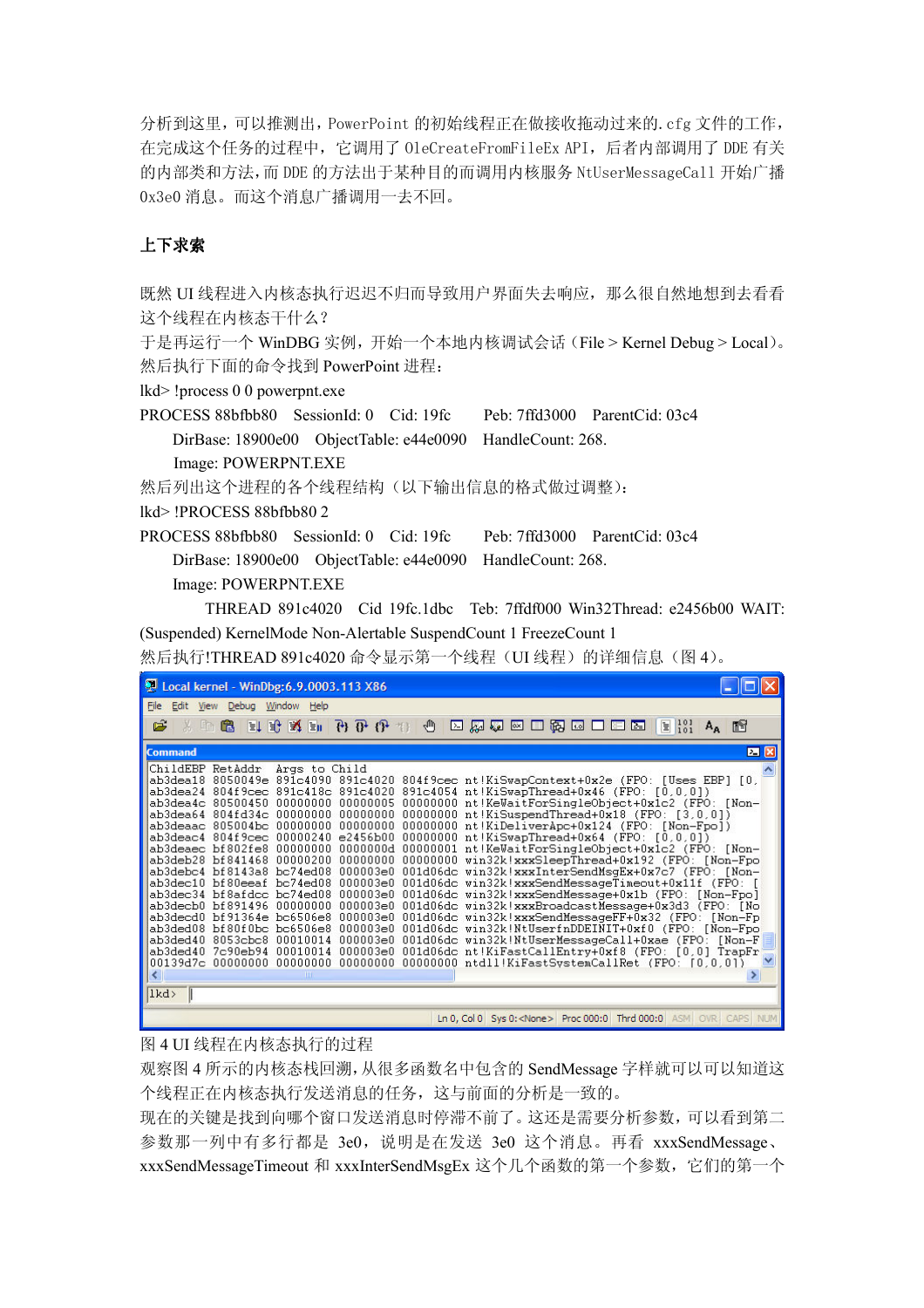分析到这里，可以推测出，PowerPoint 的初始线程正在做接收拖动过来的.cfg 文件的工作，在完成这个任务的过程中，它调用了 OleCreateFromFileEx API，后者内部调用了 DDE 有关的内部类和方法，而 DDE 的方法出于某种目的而调用内核服务 NtUserMessageCall 开始广播 0x3e0 消息。而这个消息广播调用一去不回。

## 上下求索

既然 UI 线程进入内核态执行迟迟不归而导致用户界面失去响应，那么很自然地想到去看看这个线程在内核态干什么？

于是再运行一个 WinDBG 实例，开始一个本地内核调试会话（File > Kernel Debug > Local）。然后执行下面的命令找到 PowerPoint 进程：

```
lkd> !process 0 0 powerpnt.exe
PROCESS 88bfbb80    SessionId: 0    Cid: 19fc      Peb: 7ffd3000    ParentCid: 03c4
    DirBase: 18900e00    ObjectTable: e44e0090    HandleCount: 268.
    Image: POWERPNT.EXE
```

然后列出这个进程的各个线程结构（以下输出信息的格式做过调整）：

```
lkd> !PROCESS 88bfbb80 2
PROCESS 88bfbb80    SessionId: 0    Cid: 19fc      Peb: 7ffd3000    ParentCid: 03c4
    DirBase: 18900e00    ObjectTable: e44e0090    HandleCount: 268.
    Image: POWERPNT.EXE
        THREAD 891c4020  Cid 19fc.1dbc  Teb: 7ffdf000 Win32Thread: e2456b00 WAIT: (Suspended) KernelMode Non-Alertable SuspendCount 1 FreezeCount 1
```

然后执行!THREAD 891c4020 命令显示第一个线程（UI 线程）的详细信息（图 4）。

```
ChildEBP RetAddr  Args to Child
ab3dea18 8050049e 891c4090 891c4020 804f9cec nt!KiSwapContext+0x2e (FPO: [Uses EBP] [0,
ab3dea24 804f9cec 891c418c 891c4020 891c4054 nt!KiSwapThread+0x46 (FPO: [0,0,0])
ab3dea4c 80500450 00000000 00000005 00000000 nt!KeWaitForSingleObject+0x1c2 (FPO: [Non-
ab3dea64 804fd34c 00000000 00000000 00000000 nt!KiSuspendThread+0x18 (FPO: [3,0,0])
ab3deaac 805004bc 00000000 00000000 00000000 nt!KiDeliverApc+0x124 (FPO: [Non-Fpo])
ab3deac4 804f9cec 00000240 e2456b00 00000000 nt!KiSwapThread+0x64 (FPO: [0,0,0])
ab3deaec bf802fe8 00000000 0000000d 00000001 nt!KeWaitForSingleObject+0x1c2 (FPO: [Non-
ab3deb28 bf841468 00000200 00000000 00000000 win32k!xxxSleepThread+0x192 (FPO: [Non-Fpo
ab3debc4 bf8143a8 bc74ed08 000003e0 001d06dc win32k!xxxInterSendMsgEx+0x7c7 (FPO: [Non-
ab3dec10 bf80eeaf bc74ed08 000003e0 001d06dc win32k!xxxSendMessageTimeout+0x11f (FPO: [
ab3dec34 bf8afdcc bc74ed08 000003e0 001d06dc win32k!xxxSendMessage+0x1b (FPO: [Non-Fpo]
ab3decb0 bf891496 00000000 000003e0 001d06dc win32k!xxxBroadcastMessage+0x3d3 (FPO: [No
ab3decd0 bf91364e bc6506e8 000003e0 001d06dc win32k!xxxSendMessageFF+0x32 (FPO: [Non-Fp
ab3ded08 bf80f0bc bc6506e8 000003e0 001d06dc win32k!NtUserfnDDEINIT+0xf0 (FPO: [Non-Fpo
ab3ded40 8053cbc8 00010014 000003e0 001d06dc win32k!NtUserMessageCall+0xae (FPO: [Non-F
ab3ded40 7c90eb94 00010014 000003e0 001d06dc nt!KiFastCallEntry+0xf8 (FPO: [0,0] TrapFr
00139d7c 00000000 00000000 00000000 00000000 ntdll!KiFastSystemCallRet (FPO: [0,0,0])
```

图 4 UI 线程在内核态执行的过程

观察图 4 所示的内核态栈回溯，从很多函数名中包含的 SendMessage 字样就可以可以知道这个线程正在内核态执行发送消息的任务，这与前面的分析是一致的。

现在的关键是找到向哪个窗口发送消息时停滞不前了。这还是需要分析参数，可以看到第二参数那一列中有多行都是 3e0，说明是在发送 3e0 这个消息。再看 xxxSendMessage、xxxSendMessageTimeout 和 xxxInterSendMsgEx 这个几个函数的第一个参数，它们的第一个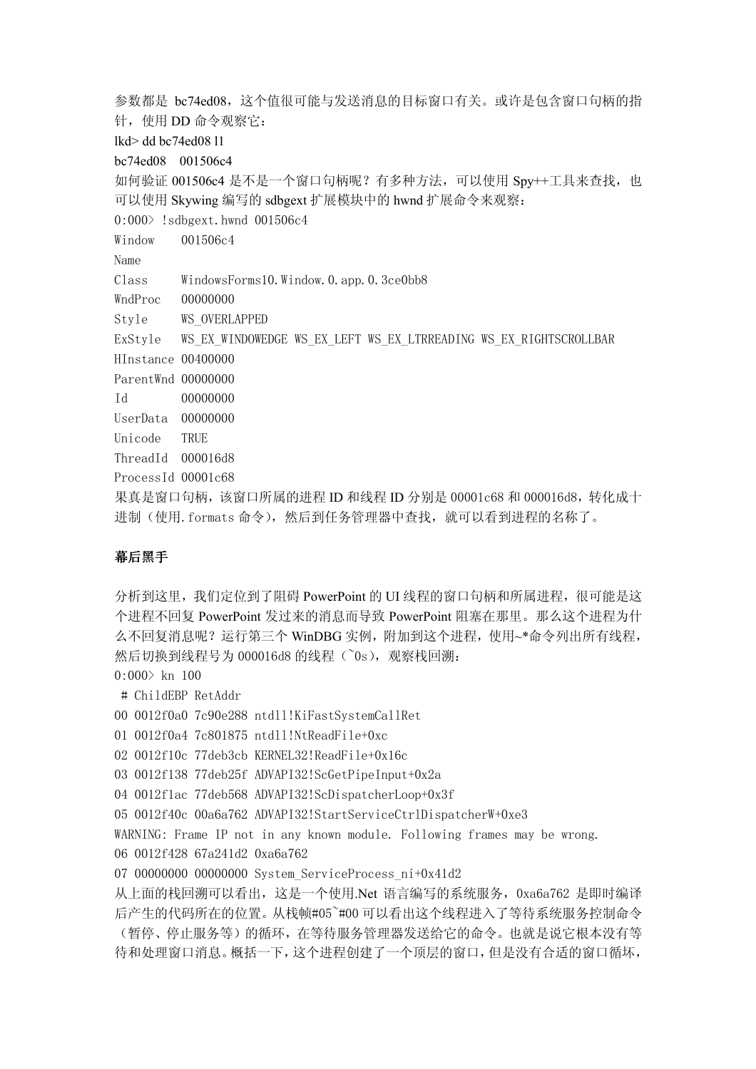参数都是 bc74ed08，这个值很可能与发送消息的目标窗口有关。或许是包含窗口句柄的指针，使用 DD 命令观察它：

```
lkd> dd bc74ed08 l1
bc74ed08  001506c4
```

如何验证 001506c4 是不是一个窗口句柄呢？有多种方法，可以使用 Spy++工具来查找，也可以使用 Skywing 编写的 sdbgext 扩展模块中的 hwnd 扩展命令来观察：

```
0:000> !sdbgext.hwnd 001506c4
Window    001506c4
Name
Class     WindowsForms10.Window.0.app.0.3ce0bb8
WndProc   00000000
Style     WS_OVERLAPPED
ExStyle   WS_EX_WINDOWEDGE WS_EX_LEFT WS_EX_LTRREADING WS_EX_RIGHTSCROLLBAR
HInstance 00400000
ParentWnd 00000000
Id        00000000
UserData  00000000
Unicode   TRUE
ThreadId  000016d8
ProcessId 00001c68
```

果真是窗口句柄，该窗口所属的进程 ID 和线程 ID 分别是 00001c68 和 000016d8，转化成十进制（使用.formats 命令），然后到任务管理器中查找，就可以看到进程的名称了。

**幕后黑手**

分析到这里，我们定位到了阻碍 PowerPoint 的 UI 线程的窗口句柄和所属进程，很可能是这个进程不回复 PowerPoint 发过来的消息而导致 PowerPoint 阻塞在那里。那么这个进程为什么不回复消息呢？运行第三个 WinDBG 实例，附加到这个进程，使用~*命令列出所有线程，然后切换到线程号为 000016d8 的线程（~0s），观察栈回溯：

```
0:000> kn 100
 # ChildEBP RetAddr
00 0012f0a0 7c90e288 ntdll!KiFastSystemCallRet
01 0012f0a4 7c801875 ntdll!NtReadFile+0xc
02 0012f10c 77deb3cb KERNEL32!ReadFile+0x16c
03 0012f138 77deb25f ADVAPI32!ScGetPipeInput+0x2a
04 0012f1ac 77deb568 ADVAPI32!ScDispatcherLoop+0x3f
05 0012f40c 00a6a762 ADVAPI32!StartServiceCtrlDispatcherW+0xe3
WARNING: Frame IP not in any known module. Following frames may be wrong.
06 0012f428 67a241d2 0xa6a762
07 00000000 00000000 System_ServiceProcess_ni+0x41d2
```

从上面的栈回溯可以看出，这是一个使用.Net 语言编写的系统服务，0xa6a762 是即时编译后产生的代码所在的位置。从栈帧#05~#00 可以看出这个线程进入了等待系统服务控制命令（暂停、停止服务等）的循环，在等待服务管理器发送给它的命令。也就是说它根本没有等待和处理窗口消息。概括一下，这个进程创建了一个顶层的窗口，但是没有合适的窗口循环，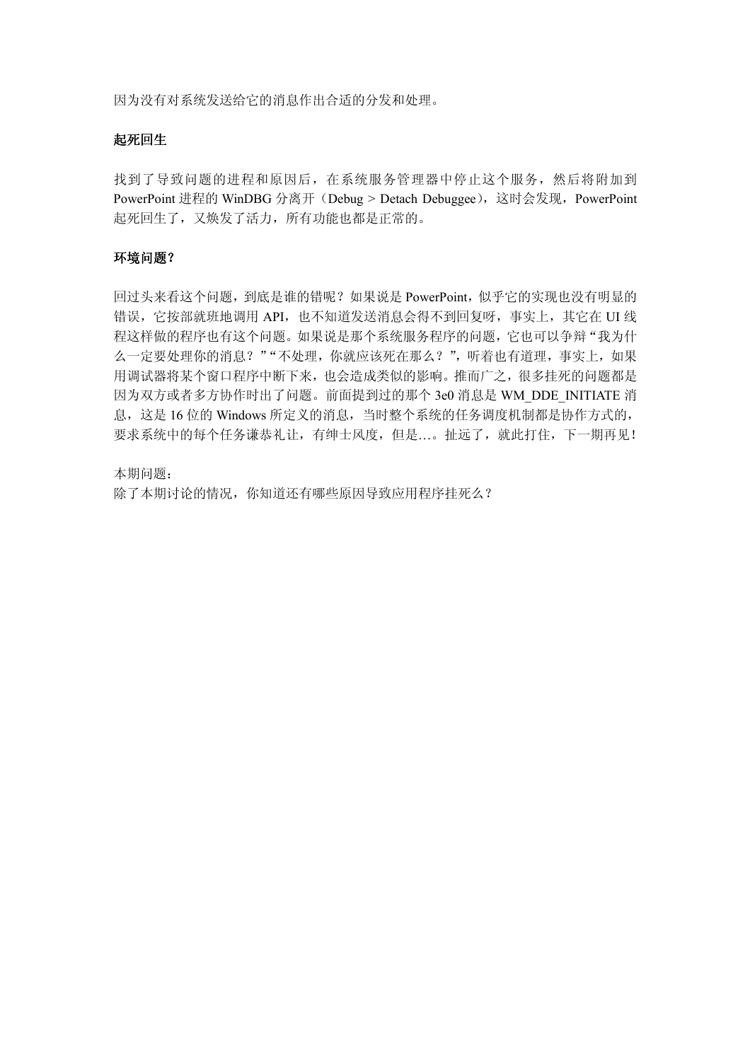因为没有对系统发送给它的消息作出合适的分发和处理。

**起死回生**

找到了导致问题的进程和原因后，在系统服务管理器中停止这个服务，然后将附加到 PowerPoint 进程的 WinDBG 分离开（Debug > Detach Debuggee），这时会发现，PowerPoint 起死回生了，又焕发了活力，所有功能也都是正常的。

**环境问题？**

回过头来看这个问题，到底是谁的错呢？如果说是 PowerPoint，似乎它的实现也没有明显的错误，它按部就班地调用 API，也不知道发送消息会得不到回复呀，事实上，其它在 UI 线程这样做的程序也有这个问题。如果说是那个系统服务程序的问题，它也可以争辩“我为什么一定要处理你的消息？”“不处理，你就应该死在那么？”，听着也有道理，事实上，如果用调试器将某个窗口程序中断下来，也会造成类似的影响。推而广之，很多挂死的问题都是因为双方或者多方协作时出了问题。前面提到过的那个 3e0 消息是 WM_DDE_INITIATE 消息，这是 16 位的 Windows 所定义的消息，当时整个系统的任务调度机制都是协作方式的，要求系统中的每个任务谦恭礼让，有绅士风度，但是…。扯远了，就此打住，下一期再见！

本期问题：
除了本期讨论的情况，你知道还有哪些原因导致应用程序挂死么？